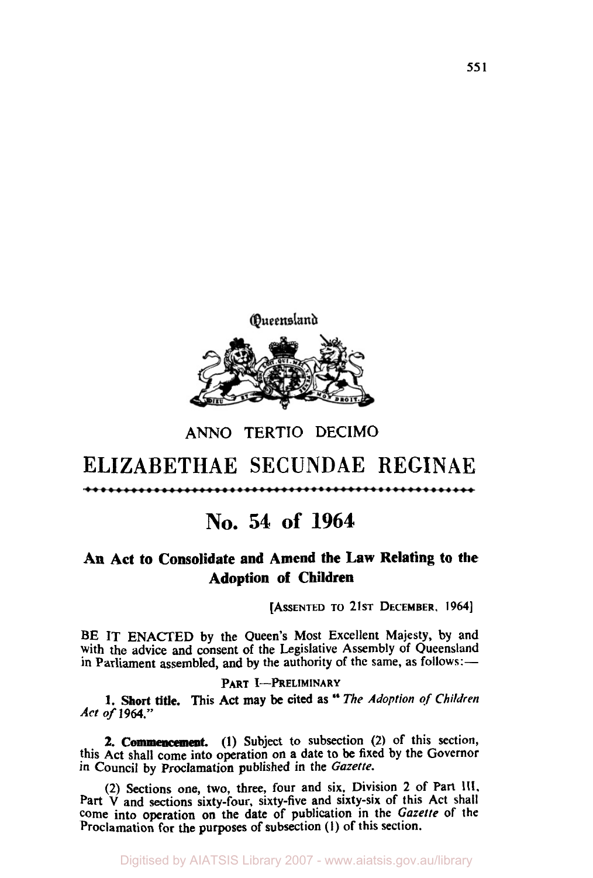Queensland

ANNO TERTIO DECIMO

# ELIZABETHAE SECUNDAE REGINAE

## No. 54 of 1964

### An Act to Consolidate and Amend the Law Relating to the Adoption of Children

[ASSENTED TO 21ST DECEMBER, 1964]

BE IT ENACTED by the Queen's Most Excellent Majesty, by and with the advice and consent of the Legislative Assembly of Queensland in Parliament assembled, and by the authority of the same, as follows:—

PART I—PRELIMINARY

**1. Short title.** This Act may be cited as "*The Adoption of Children Act of* 1964."

**2. Commencement.** (1) Subject to subsection (2) of this section, this Act shall come into operation on a date to be fixed by the Governor in Council by Proclamation published in the *Gazette*.

(2) Sections one, two, three, four and six, Division 2 of Part III, Part V and sections sixty-four, sixty-five and sixty-six of this Act shall come into operation on the date of publication in the *Gazette* of the Proclamation for the purposes of subsection (1) of this section.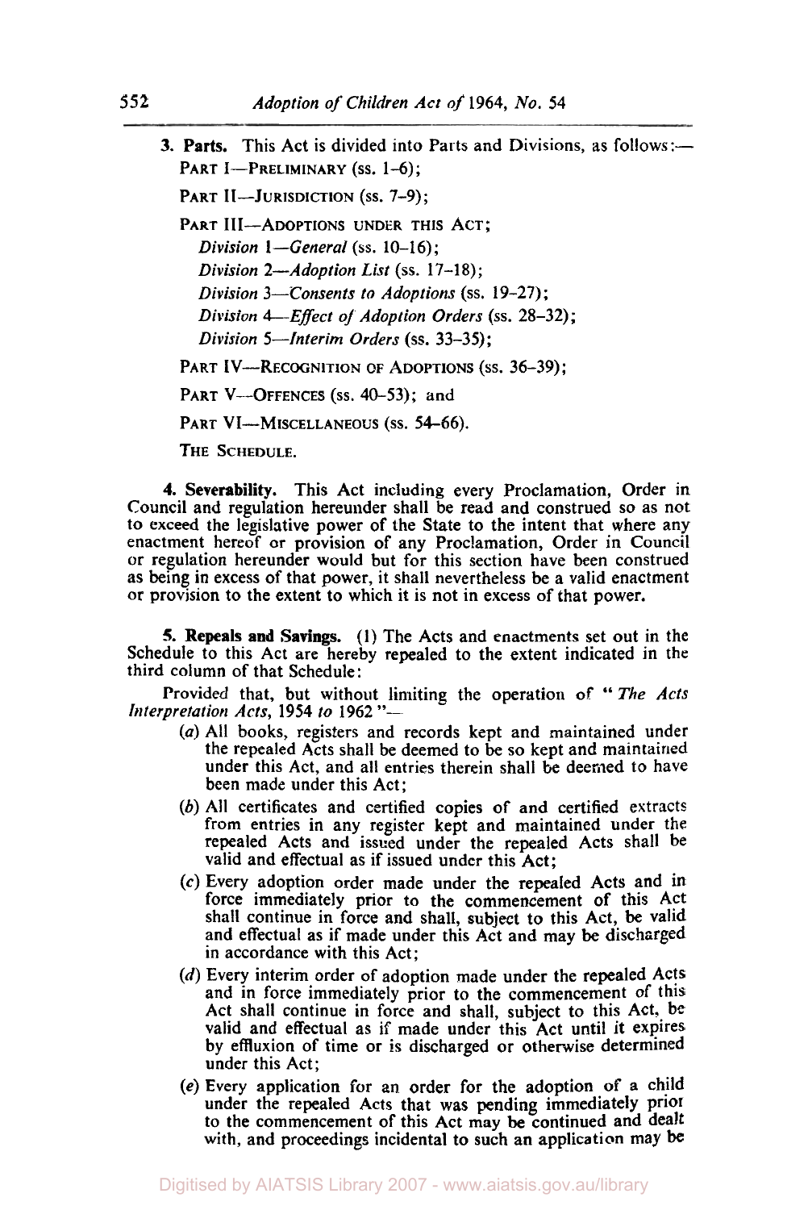**3. Parts.** This Act is divided into Parts and Divisions, as follows:—

PART I—PRELIMINARY (ss. 1–6);

PART II—JURISDICTION (ss. 7–9);

PART III—ADOPTIONS UNDER THIS ACT;

*Division 1—General* (ss. 10–16);

*Division 2—Adoption List* (ss. 17–18);

*Division 3—Consents to Adoptions* (ss. 19–27);

*Division 4—Effect of Adoption Orders* (ss. 28–32);

*Division 5—Interim Orders* (ss. 33–35);

PART IV—RECOGNITION OF ADOPTIONS (ss. 36–39);

PART V—OFFENCES (ss. 40–53); and

PART VI—MISCELLANEOUS (ss. 54–66).

THE SCHEDULE.

**4. Severability.** This Act including every Proclamation, Order in Council and regulation hereunder shall be read and construed so as not to exceed the legislative power of the State to the intent that where any enactment hereof or provision of any Proclamation, Order in Council or regulation hereunder would but for this section have been construed as being in excess of that power, it shall nevertheless be a valid enactment or provision to the extent to which it is not in excess of that power.

**5. Repeals and Savings.** (1) The Acts and enactments set out in the Schedule to this Act are hereby repealed to the extent indicated in the third column of that Schedule:

Provided that, but without limiting the operation of "*The Acts Interpretation Acts*, 1954 *to* 1962"—

(*a*) All books, registers and records kept and maintained under the repealed Acts shall be deemed to be so kept and maintained under this Act, and all entries therein shall be deemed to have been made under this Act;

(*b*) All certificates and certified copies of and certified extracts from entries in any register kept and maintained under the repealed Acts and issued under the repealed Acts shall be valid and effectual as if issued under this Act;

(*c*) Every adoption order made under the repealed Acts and in force immediately prior to the commencement of this Act shall continue in force and shall, subject to this Act, be valid and effectual as if made under this Act and may be discharged in accordance with this Act;

(*d*) Every interim order of adoption made under the repealed Acts and in force immediately prior to the commencement of this Act shall continue in force and shall, subject to this Act, be valid and effectual as if made under this Act until it expires by effluxion of time or is discharged or otherwise determined under this Act;

(*e*) Every application for an order for the adoption of a child under the repealed Acts that was pending immediately prior to the commencement of this Act may be continued and dealt with, and proceedings incidental to such an application may be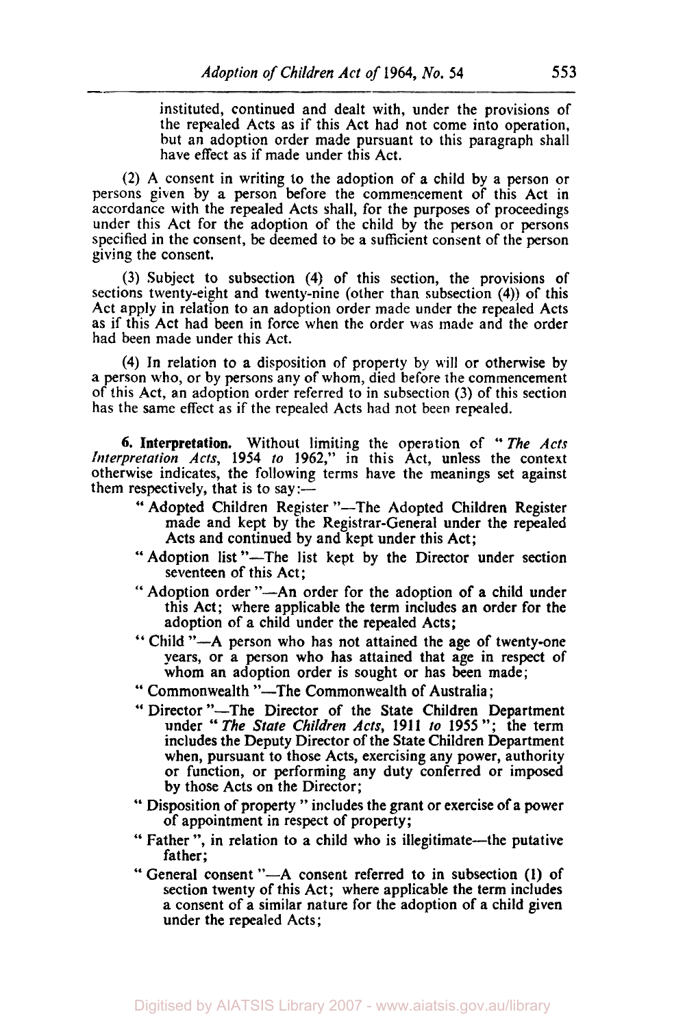instituted, continued and dealt with, under the provisions of the repealed Acts as if this Act had not come into operation, but an adoption order made pursuant to this paragraph shall have effect as if made under this Act.

(2) A consent in writing to the adoption of a child by a person or persons given by a person before the commencement of this Act in accordance with the repealed Acts shall, for the purposes of proceedings under this Act for the adoption of the child by the person or persons specified in the consent, be deemed to be a sufficient consent of the person giving the consent.

(3) Subject to subsection (4) of this section, the provisions of sections twenty-eight and twenty-nine (other than subsection (4)) of this Act apply in relation to an adoption order made under the repealed Acts as if this Act had been in force when the order was made and the order had been made under this Act.

(4) In relation to a disposition of property by will or otherwise by a person who, or by persons any of whom, died before the commencement of this Act, an adoption order referred to in subsection (3) of this section has the same effect as if the repealed Acts had not been repealed.

**6. Interpretation.** Without limiting the operation of "*The Acts Interpretation Acts*, 1954 *to* 1962," in this Act, unless the context otherwise indicates, the following terms have the meanings set against them respectively, that is to say:—

- "Adopted Children Register"—The Adopted Children Register made and kept by the Registrar-General under the repealed Acts and continued by and kept under this Act;
- "Adoption list"—The list kept by the Director under section seventeen of this Act;
- "Adoption order"—An order for the adoption of a child under this Act; where applicable the term includes an order for the adoption of a child under the repealed Acts;
- "Child"—A person who has not attained the age of twenty-one years, or a person who has attained that age in respect of whom an adoption order is sought or has been made;
- "Commonwealth"—The Commonwealth of Australia;
- "Director"—The Director of the State Children Department under "*The State Children Acts*, 1911 *to* 1955"; the term includes the Deputy Director of the State Children Department when, pursuant to those Acts, exercising any power, authority or function, or performing any duty conferred or imposed by those Acts on the Director;
- "Disposition of property" includes the grant or exercise of a power of appointment in respect of property;
- "Father", in relation to a child who is illegitimate—the putative father;
- "General consent"—A consent referred to in subsection (1) of section twenty of this Act; where applicable the term includes a consent of a similar nature for the adoption of a child given under the repealed Acts;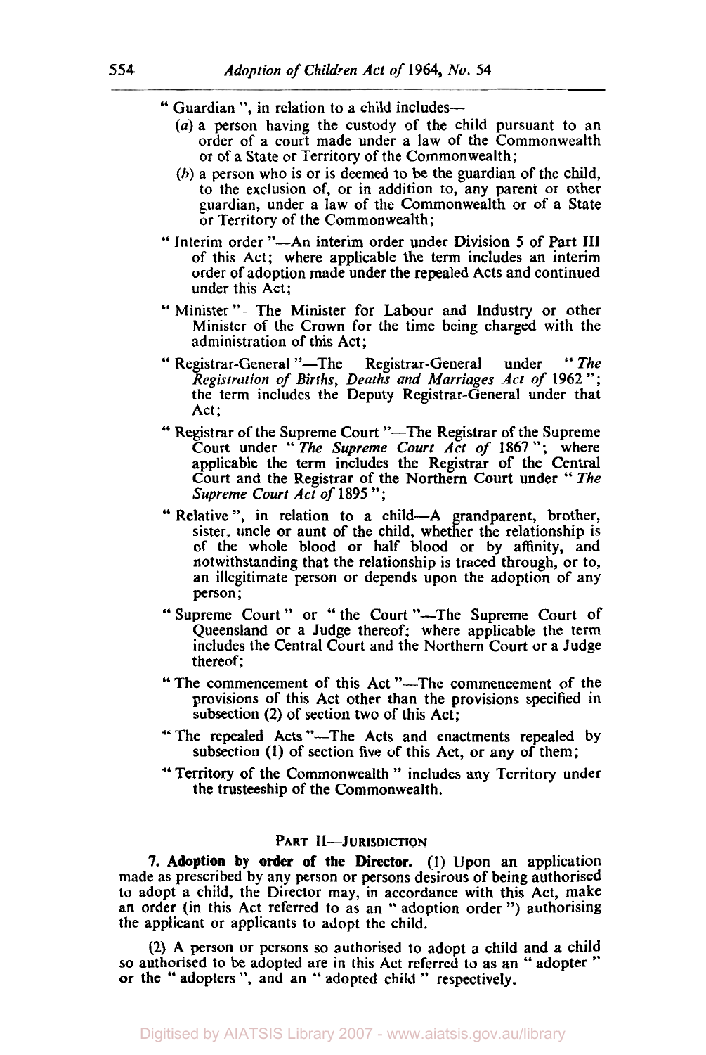" Guardian ", in relation to a child includes—

(*a*) a person having the custody of the child pursuant to an order of a court made under a law of the Commonwealth or of a State or Territory of the Commonwealth;

(*b*) a person who is or is deemed to be the guardian of the child, to the exclusion of, or in addition to, any parent or other guardian, under a law of the Commonwealth or of a State or Territory of the Commonwealth;

" Interim order "—An interim order under Division 5 of Part III of this Act; where applicable the term includes an interim order of adoption made under the repealed Acts and continued under this Act;

" Minister "—The Minister for Labour and Industry or other Minister of the Crown for the time being charged with the administration of this Act;

" Registrar-General "—The Registrar-General under " *The Registration of Births, Deaths and Marriages Act of* 1962 "; the term includes the Deputy Registrar-General under that Act;

" Registrar of the Supreme Court "—The Registrar of the Supreme Court under " *The Supreme Court Act of* 1867 "; where applicable the term includes the Registrar of the Central Court and the Registrar of the Northern Court under " *The Supreme Court Act of* 1895 ";

" Relative ", in relation to a child—A grandparent, brother, sister, uncle or aunt of the child, whether the relationship is of the whole blood or half blood or by affinity, and notwithstanding that the relationship is traced through, or to, an illegitimate person or depends upon the adoption of any person;

" Supreme Court " or " the Court "—The Supreme Court of Queensland or a Judge thereof; where applicable the term includes the Central Court and the Northern Court or a Judge thereof;

" The commencement of this Act "—The commencement of the provisions of this Act other than the provisions specified in subsection (2) of section two of this Act;

" The repealed Acts "—The Acts and enactments repealed by subsection (1) of section five of this Act, or any of them;

" Territory of the Commonwealth " includes any Territory under the trusteeship of the Commonwealth.

## PART II—JURISDICTION

**7. Adoption by order of the Director.** (1) Upon an application made as prescribed by any person or persons desirous of being authorised to adopt a child, the Director may, in accordance with this Act, make an order (in this Act referred to as an " adoption order ") authorising the applicant or applicants to adopt the child.

(2) A person or persons so authorised to adopt a child and a child so authorised to be adopted are in this Act referred to as an " adopter " or the " adopters ", and an " adopted child " respectively.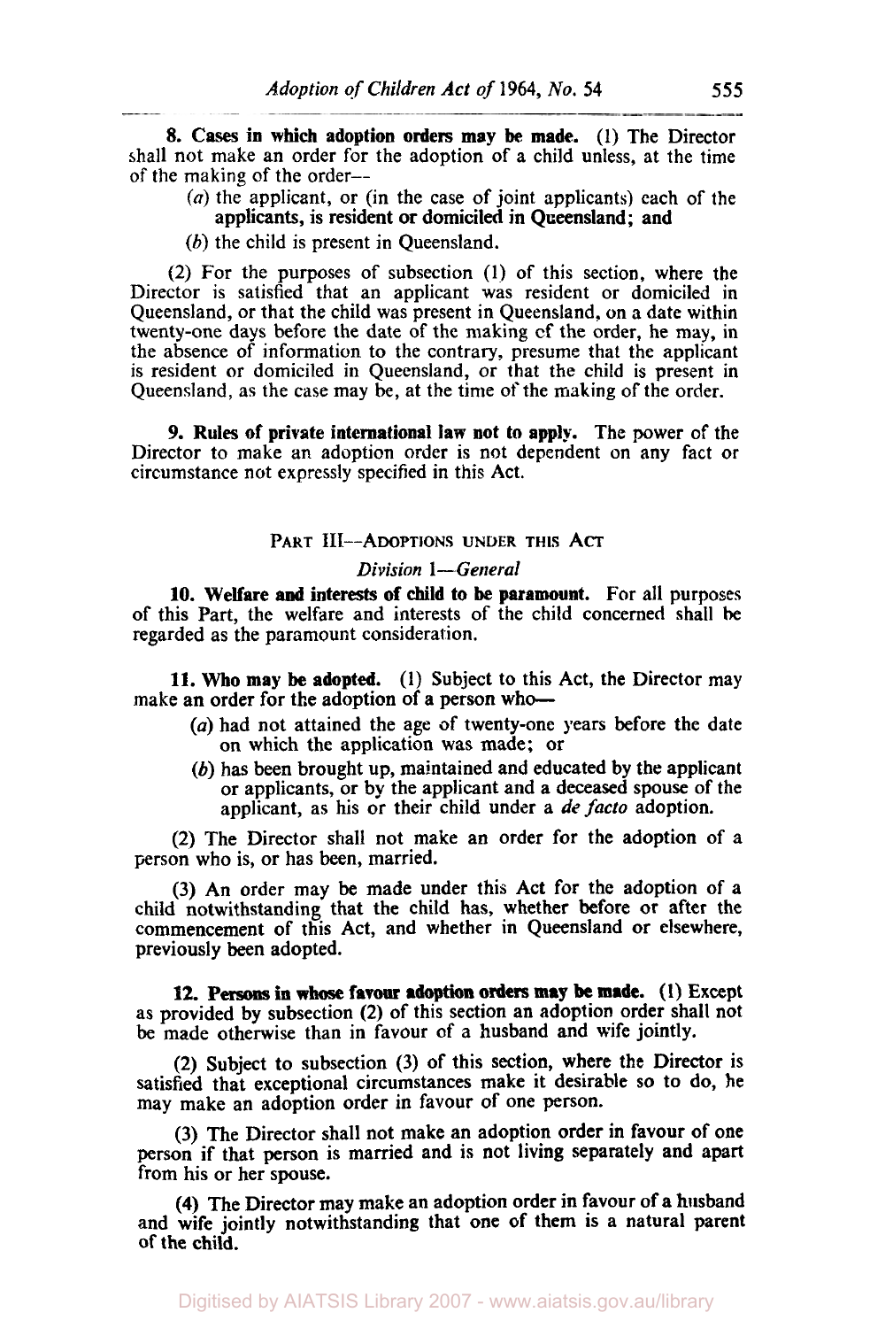**8. Cases in which adoption orders may be made.** (1) The Director shall not make an order for the adoption of a child unless, at the time of the making of the order—

- (*a*) the applicant, or (in the case of joint applicants) each of the applicants, is resident or domiciled in Queensland; and
- (*b*) the child is present in Queensland.

(2) For the purposes of subsection (1) of this section, where the Director is satisfied that an applicant was resident or domiciled in Queensland, or that the child was present in Queensland, on a date within twenty-one days before the date of the making of the order, he may, in the absence of information to the contrary, presume that the applicant is resident or domiciled in Queensland, or that the child is present in Queensland, as the case may be, at the time of the making of the order.

**9. Rules of private international law not to apply.** The power of the Director to make an adoption order is not dependent on any fact or circumstance not expressly specified in this Act.

## PART III—ADOPTIONS UNDER THIS ACT

### *Division 1—General*

**10. Welfare and interests of child to be paramount.** For all purposes of this Part, the welfare and interests of the child concerned shall be regarded as the paramount consideration.

**11. Who may be adopted.** (1) Subject to this Act, the Director may make an order for the adoption of a person who—

- (*a*) had not attained the age of twenty-one years before the date on which the application was made; or
- (*b*) has been brought up, maintained and educated by the applicant or applicants, or by the applicant and a deceased spouse of the applicant, as his or their child under a *de facto* adoption.

(2) The Director shall not make an order for the adoption of a person who is, or has been, married.

(3) An order may be made under this Act for the adoption of a child notwithstanding that the child has, whether before or after the commencement of this Act, and whether in Queensland or elsewhere, previously been adopted.

**12. Persons in whose favour adoption orders may be made.** (1) Except as provided by subsection (2) of this section an adoption order shall not be made otherwise than in favour of a husband and wife jointly.

(2) Subject to subsection (3) of this section, where the Director is satisfied that exceptional circumstances make it desirable so to do, he may make an adoption order in favour of one person.

(3) The Director shall not make an adoption order in favour of one person if that person is married and is not living separately and apart from his or her spouse.

(4) The Director may make an adoption order in favour of a husband and wife jointly notwithstanding that one of them is a natural parent of the child.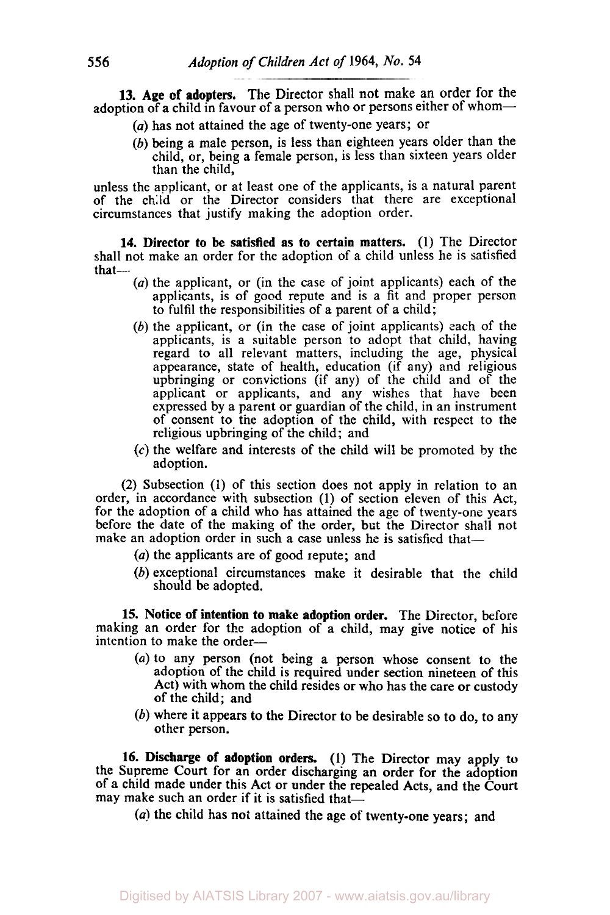**13. Age of adopters.** The Director shall not make an order for the adoption of a child in favour of a person who or persons either of whom—

(*a*) has not attained the age of twenty-one years; or

(*b*) being a male person, is less than eighteen years older than the child, or, being a female person, is less than sixteen years older than the child,

unless the applicant, or at least one of the applicants, is a natural parent of the child or the Director considers that there are exceptional circumstances that justify making the adoption order.

**14. Director to be satisfied as to certain matters.** (1) The Director shall not make an order for the adoption of a child unless he is satisfied that—

(*a*) the applicant, or (in the case of joint applicants) each of the applicants, is of good repute and is a fit and proper person to fulfil the responsibilities of a parent of a child;

(*b*) the applicant, or (in the case of joint applicants) each of the applicants, is a suitable person to adopt that child, having regard to all relevant matters, including the age, physical appearance, state of health, education (if any) and religious upbringing or convictions (if any) of the child and of the applicant or applicants, and any wishes that have been expressed by a parent or guardian of the child, in an instrument of consent to the adoption of the child, with respect to the religious upbringing of the child; and

(*c*) the welfare and interests of the child will be promoted by the adoption.

(2) Subsection (1) of this section does not apply in relation to an order, in accordance with subsection (1) of section eleven of this Act, for the adoption of a child who has attained the age of twenty-one years before the date of the making of the order, but the Director shall not make an adoption order in such a case unless he is satisfied that—

(*a*) the applicants are of good repute; and

(*b*) exceptional circumstances make it desirable that the child should be adopted.

**15. Notice of intention to make adoption order.** The Director, before making an order for the adoption of a child, may give notice of his intention to make the order—

(*a*) to any person (not being a person whose consent to the adoption of the child is required under section nineteen of this Act) with whom the child resides or who has the care or custody of the child; and

(*b*) where it appears to the Director to be desirable so to do, to any other person.

**16. Discharge of adoption orders.** (1) The Director may apply to the Supreme Court for an order discharging an order for the adoption of a child made under this Act or under the repealed Acts, and the Court may make such an order if it is satisfied that—

(*a*) the child has not attained the age of twenty-one years; and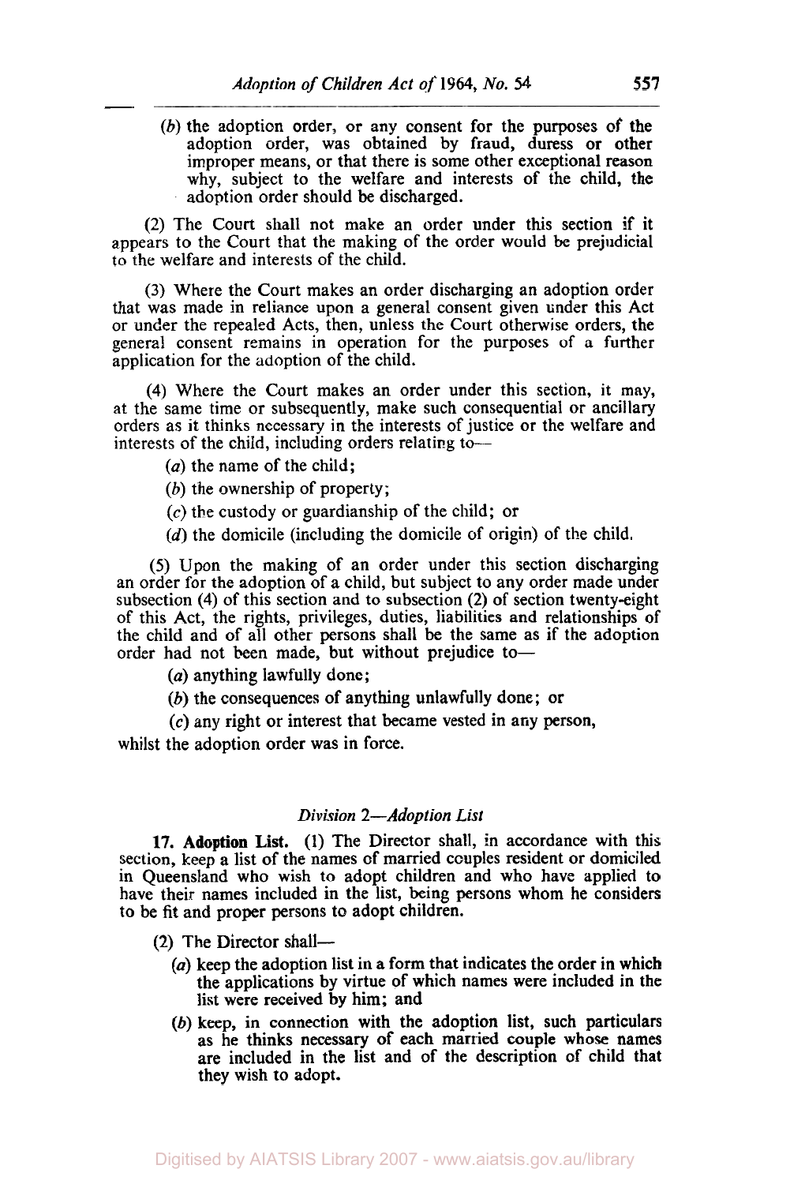(*b*) the adoption order, or any consent for the purposes of the adoption order, was obtained by fraud, duress or other improper means, or that there is some other exceptional reason why, subject to the welfare and interests of the child, the adoption order should be discharged.

(2) The Court shall not make an order under this section if it appears to the Court that the making of the order would be prejudicial to the welfare and interests of the child.

(3) Where the Court makes an order discharging an adoption order that was made in reliance upon a general consent given under this Act or under the repealed Acts, then, unless the Court otherwise orders, the general consent remains in operation for the purposes of a further application for the adoption of the child.

(4) Where the Court makes an order under this section, it may, at the same time or subsequently, make such consequential or ancillary orders as it thinks necessary in the interests of justice or the welfare and interests of the child, including orders relating to—

(*a*) the name of the child;

(*b*) the ownership of property;

(*c*) the custody or guardianship of the child; or

(*d*) the domicile (including the domicile of origin) of the child.

(5) Upon the making of an order under this section discharging an order for the adoption of a child, but subject to any order made under subsection (4) of this section and to subsection (2) of section twenty-eight of this Act, the rights, privileges, duties, liabilities and relationships of the child and of all other persons shall be the same as if the adoption order had not been made, but without prejudice to—

(*a*) anything lawfully done;

(*b*) the consequences of anything unlawfully done; or

(*c*) any right or interest that became vested in any person,

whilst the adoption order was in force.

### *Division 2—Adoption List*

**17. Adoption List.** (1) The Director shall, in accordance with this section, keep a list of the names of married couples resident or domiciled in Queensland who wish to adopt children and who have applied to have their names included in the list, being persons whom he considers to be fit and proper persons to adopt children.

(2) The Director shall—

(*a*) keep the adoption list in a form that indicates the order in which the applications by virtue of which names were included in the list were received by him; and

(*b*) keep, in connection with the adoption list, such particulars as he thinks necessary of each married couple whose names are included in the list and of the description of child that they wish to adopt.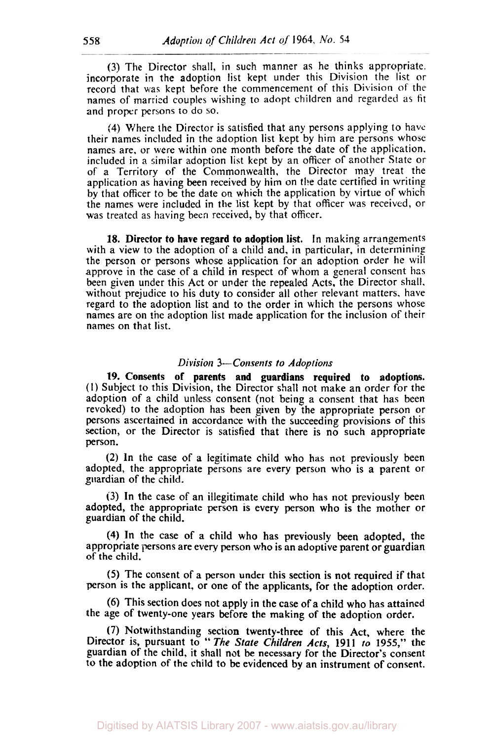(3) The Director shall, in such manner as he thinks appropriate, incorporate in the adoption list kept under this Division the list or record that was kept before the commencement of this Division of the names of married couples wishing to adopt children and regarded as fit and proper persons to do so.

(4) Where the Director is satisfied that any persons applying to have their names included in the adoption list kept by him are persons whose names are, or were within one month before the date of the application, included in a similar adoption list kept by an officer of another State or of a Territory of the Commonwealth, the Director may treat the application as having been received by him on the date certified in writing by that officer to be the date on which the application by virtue of which the names were included in the list kept by that officer was received, or was treated as having been received, by that officer.

**18. Director to have regard to adoption list.** In making arrangements with a view to the adoption of a child and, in particular, in determining the person or persons whose application for an adoption order he will approve in the case of a child in respect of whom a general consent has been given under this Act or under the repealed Acts, the Director shall, without prejudice to his duty to consider all other relevant matters, have regard to the adoption list and to the order in which the persons whose names are on the adoption list made application for the inclusion of their names on that list.

*Division 3—Consents to Adoptions*

**19. Consents of parents and guardians required to adoptions.** (1) Subject to this Division, the Director shall not make an order for the adoption of a child unless consent (not being a consent that has been revoked) to the adoption has been given by the appropriate person or persons ascertained in accordance with the succeeding provisions of this section, or the Director is satisfied that there is no such appropriate person.

(2) In the case of a legitimate child who has not previously been adopted, the appropriate persons are every person who is a parent or guardian of the child.

(3) In the case of an illegitimate child who has not previously been adopted, the appropriate person is every person who is the mother or guardian of the child.

(4) In the case of a child who has previously been adopted, the appropriate persons are every person who is an adoptive parent or guardian of the child.

(5) The consent of a person under this section is not required if that person is the applicant, or one of the applicants, for the adoption order.

(6) This section does not apply in the case of a child who has attained the age of twenty-one years before the making of the adoption order.

(7) Notwithstanding section twenty-three of this Act, where the Director is, pursuant to "*The State Children Acts*, 1911 *to* 1955," the guardian of the child, it shall not be necessary for the Director's consent to the adoption of the child to be evidenced by an instrument of consent.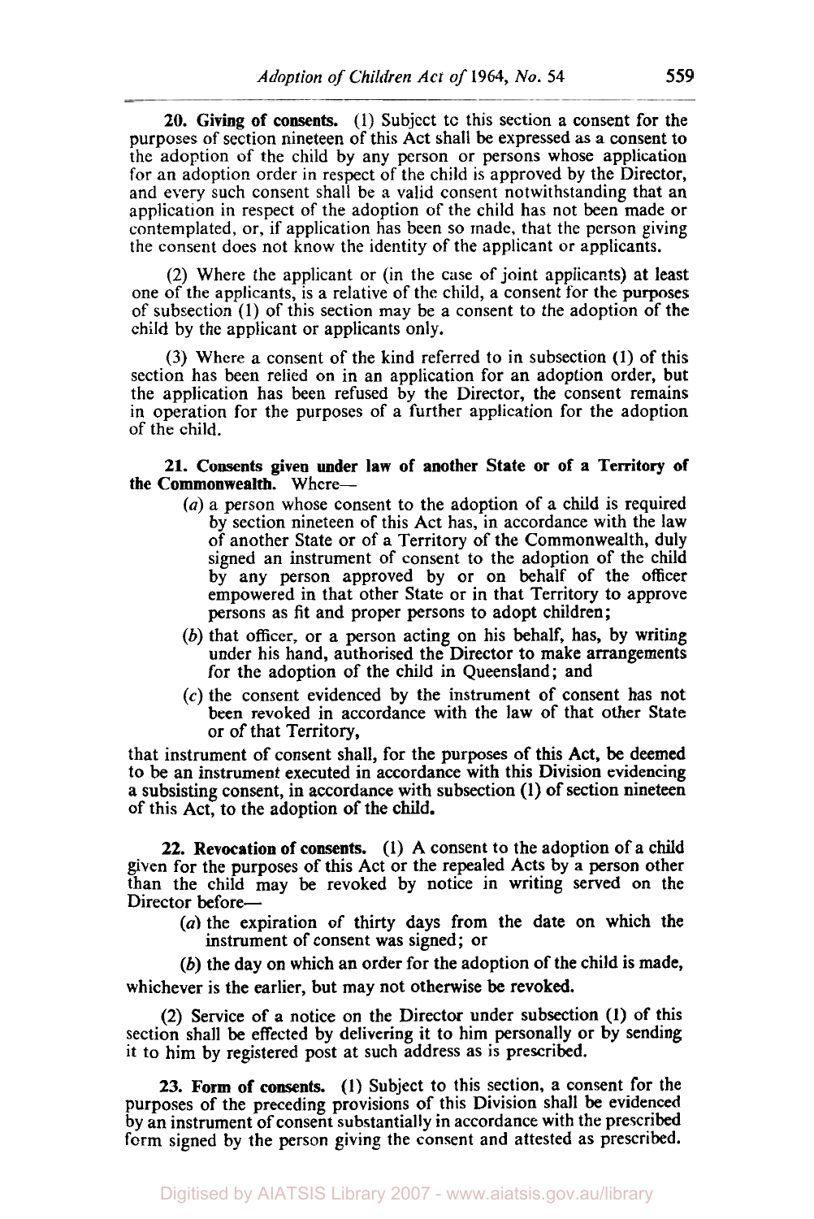**20. Giving of consents.** (1) Subject to this section a consent for the purposes of section nineteen of this Act shall be expressed as a consent to the adoption of the child by any person or persons whose application for an adoption order in respect of the child is approved by the Director, and every such consent shall be a valid consent notwithstanding that an application in respect of the adoption of the child has not been made or contemplated, or, if application has been so made, that the person giving the consent does not know the identity of the applicant or applicants.

(2) Where the applicant or (in the case of joint applicants) at least one of the applicants, is a relative of the child, a consent for the purposes of subsection (1) of this section may be a consent to the adoption of the child by the applicant or applicants only.

(3) Where a consent of the kind referred to in subsection (1) of this section has been relied on in an application for an adoption order, but the application has been refused by the Director, the consent remains in operation for the purposes of a further application for the adoption of the child.

**21. Consents given under law of another State or of a Territory of the Commonwealth.** Where—

- (*a*) a person whose consent to the adoption of a child is required by section nineteen of this Act has, in accordance with the law of another State or of a Territory of the Commonwealth, duly signed an instrument of consent to the adoption of the child by any person approved by or on behalf of the officer empowered in that other State or in that Territory to approve persons as fit and proper persons to adopt children;
- (*b*) that officer, or a person acting on his behalf, has, by writing under his hand, authorised the Director to make arrangements for the adoption of the child in Queensland; and
- (*c*) the consent evidenced by the instrument of consent has not been revoked in accordance with the law of that other State or of that Territory,

that instrument of consent shall, for the purposes of this Act, be deemed to be an instrument executed in accordance with this Division evidencing a subsisting consent, in accordance with subsection (1) of section nineteen of this Act, to the adoption of the child.

**22. Revocation of consents.** (1) A consent to the adoption of a child given for the purposes of this Act or the repealed Acts by a person other than the child may be revoked by notice in writing served on the Director before—

- (*a*) the expiration of thirty days from the date on which the instrument of consent was signed; or
- (*b*) the day on which an order for the adoption of the child is made,

whichever is the earlier, but may not otherwise be revoked.

(2) Service of a notice on the Director under subsection (1) of this section shall be effected by delivering it to him personally or by sending it to him by registered post at such address as is prescribed.

**23. Form of consents.** (1) Subject to this section, a consent for the purposes of the preceding provisions of this Division shall be evidenced by an instrument of consent substantially in accordance with the prescribed form signed by the person giving the consent and attested as prescribed.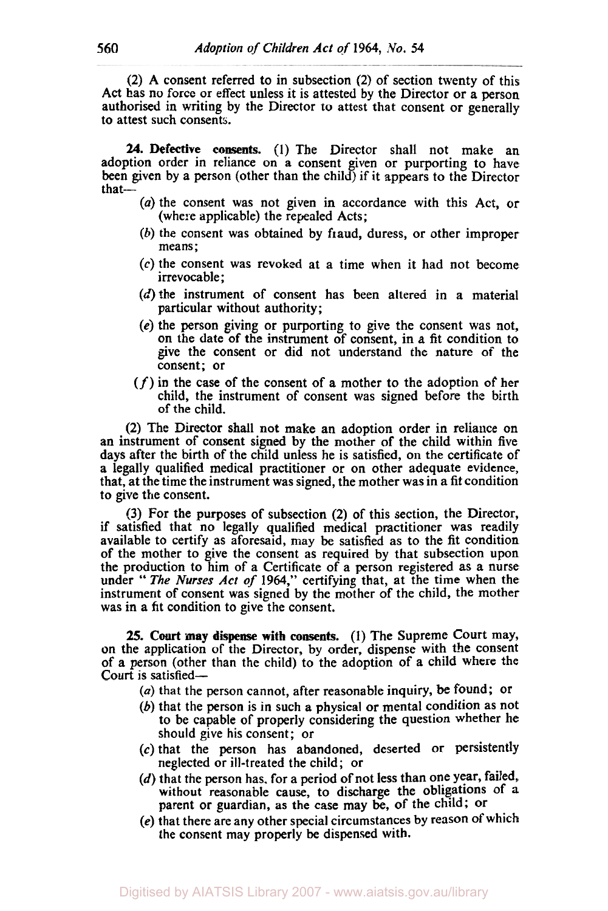(2) A consent referred to in subsection (2) of section twenty of this Act has no force or effect unless it is attested by the Director or a person authorised in writing by the Director to attest that consent or generally to attest such consents.

**24. Defective consents.** (1) The Director shall not make an adoption order in reliance on a consent given or purporting to have been given by a person (other than the child) if it appears to the Director that—

(*a*) the consent was not given in accordance with this Act, or (where applicable) the repealed Acts;

(*b*) the consent was obtained by fraud, duress, or other improper means;

(*c*) the consent was revoked at a time when it had not become irrevocable;

(*d*) the instrument of consent has been altered in a material particular without authority;

(*e*) the person giving or purporting to give the consent was not, on the date of the instrument of consent, in a fit condition to give the consent or did not understand the nature of the consent; or

(*f*) in the case of the consent of a mother to the adoption of her child, the instrument of consent was signed before the birth of the child.

(2) The Director shall not make an adoption order in reliance on an instrument of consent signed by the mother of the child within five days after the birth of the child unless he is satisfied, on the certificate of a legally qualified medical practitioner or on other adequate evidence, that, at the time the instrument was signed, the mother was in a fit condition to give the consent.

(3) For the purposes of subsection (2) of this section, the Director, if satisfied that no legally qualified medical practitioner was readily available to certify as aforesaid, may be satisfied as to the fit condition of the mother to give the consent as required by that subsection upon the production to him of a Certificate of a person registered as a nurse under "*The Nurses Act of* 1964," certifying that, at the time when the instrument of consent was signed by the mother of the child, the mother was in a fit condition to give the consent.

**25. Court may dispense with consents.** (1) The Supreme Court may, on the application of the Director, by order, dispense with the consent of a person (other than the child) to the adoption of a child where the Court is satisfied—

(*a*) that the person cannot, after reasonable inquiry, be found; or

(*b*) that the person is in such a physical or mental condition as not to be capable of properly considering the question whether he should give his consent; or

(*c*) that the person has abandoned, deserted or persistently neglected or ill-treated the child; or

(*d*) that the person has, for a period of not less than one year, failed, without reasonable cause, to discharge the obligations of a parent or guardian, as the case may be, of the child; or

(*e*) that there are any other special circumstances by reason of which the consent may properly be dispensed with.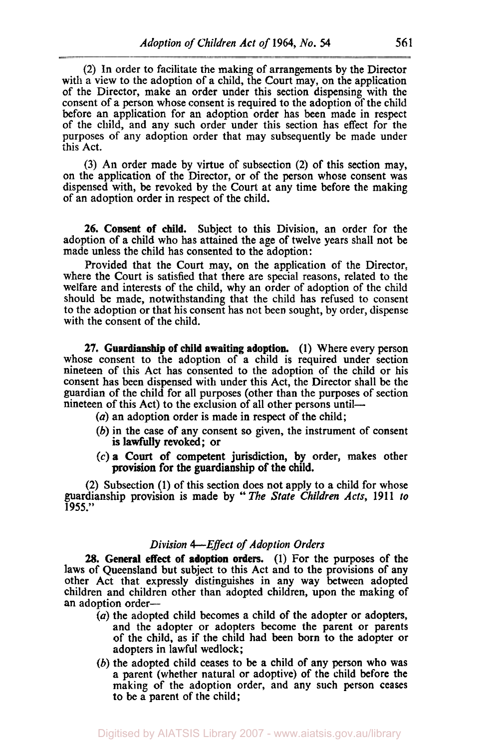(2) In order to facilitate the making of arrangements by the Director with a view to the adoption of a child, the Court may, on the application of the Director, make an order under this section dispensing with the consent of a person whose consent is required to the adoption of the child before an application for an adoption order has been made in respect of the child, and any such order under this section has effect for the purposes of any adoption order that may subsequently be made under this Act.

(3) An order made by virtue of subsection (2) of this section may, on the application of the Director, or of the person whose consent was dispensed with, be revoked by the Court at any time before the making of an adoption order in respect of the child.

**26. Consent of child.** Subject to this Division, an order for the adoption of a child who has attained the age of twelve years shall not be made unless the child has consented to the adoption:

Provided that the Court may, on the application of the Director, where the Court is satisfied that there are special reasons, related to the welfare and interests of the child, why an order of adoption of the child should be made, notwithstanding that the child has refused to consent to the adoption or that his consent has not been sought, by order, dispense with the consent of the child.

**27. Guardianship of child awaiting adoption.** (1) Where every person whose consent to the adoption of a child is required under section nineteen of this Act has consented to the adoption of the child or his consent has been dispensed with under this Act, the Director shall be the guardian of the child for all purposes (other than the purposes of section nineteen of this Act) to the exclusion of all other persons until—

(*a*) an adoption order is made in respect of the child;

(*b*) in the case of any consent so given, the instrument of consent is lawfully revoked; or

(*c*) a Court of competent jurisdiction, by order, makes other provision for the guardianship of the child.

(2) Subsection (1) of this section does not apply to a child for whose guardianship provision is made by "*The State Children Acts*, 1911 *to* 1955."

## *Division 4—Effect of Adoption Orders*

**28. General effect of adoption orders.** (1) For the purposes of the laws of Queensland but subject to this Act and to the provisions of any other Act that expressly distinguishes in any way between adopted children and children other than adopted children, upon the making of an adoption order—

(*a*) the adopted child becomes a child of the adopter or adopters, and the adopter or adopters become the parent or parents of the child, as if the child had been born to the adopter or adopters in lawful wedlock;

(*b*) the adopted child ceases to be a child of any person who was a parent (whether natural or adoptive) of the child before the making of the adoption order, and any such person ceases to be a parent of the child;